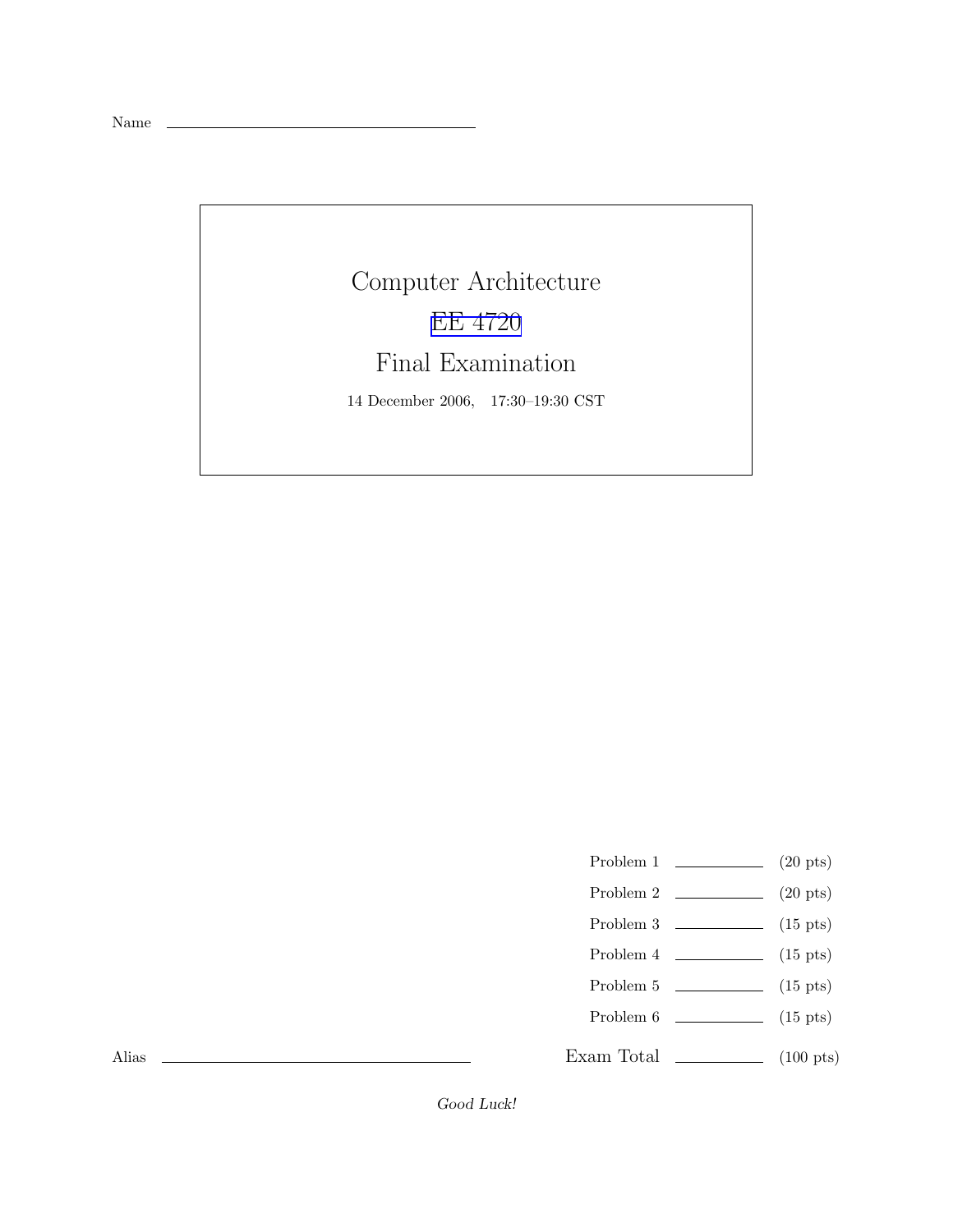Name \_\_\_\_\_\_\_\_\_\_\_\_\_\_\_\_\_\_\_\_\_\_\_\_\_\_\_\_\_\_

# Computer Architecture

## EE 4720

## Final Examination

14 December 2006, 17:30–19:30 CST

| | | |
|---|---|---|
| Problem 1 | \_\_\_\_\_\_\_\_ | (20 pts) |
| Problem 2 | \_\_\_\_\_\_\_\_ | (20 pts) |
| Problem 3 | \_\_\_\_\_\_\_\_ | (15 pts) |
| Problem 4 | \_\_\_\_\_\_\_\_ | (15 pts) |
| Problem 5 | \_\_\_\_\_\_\_\_ | (15 pts) |
| Problem 6 | \_\_\_\_\_\_\_\_ | (15 pts) |
| Exam Total | \_\_\_\_\_\_\_\_ | (100 pts) |

Alias \_\_\_\_\_\_\_\_\_\_\_\_\_\_\_\_\_\_\_\_\_\_\_\_\_\_\_\_\_\_

*Good Luck!*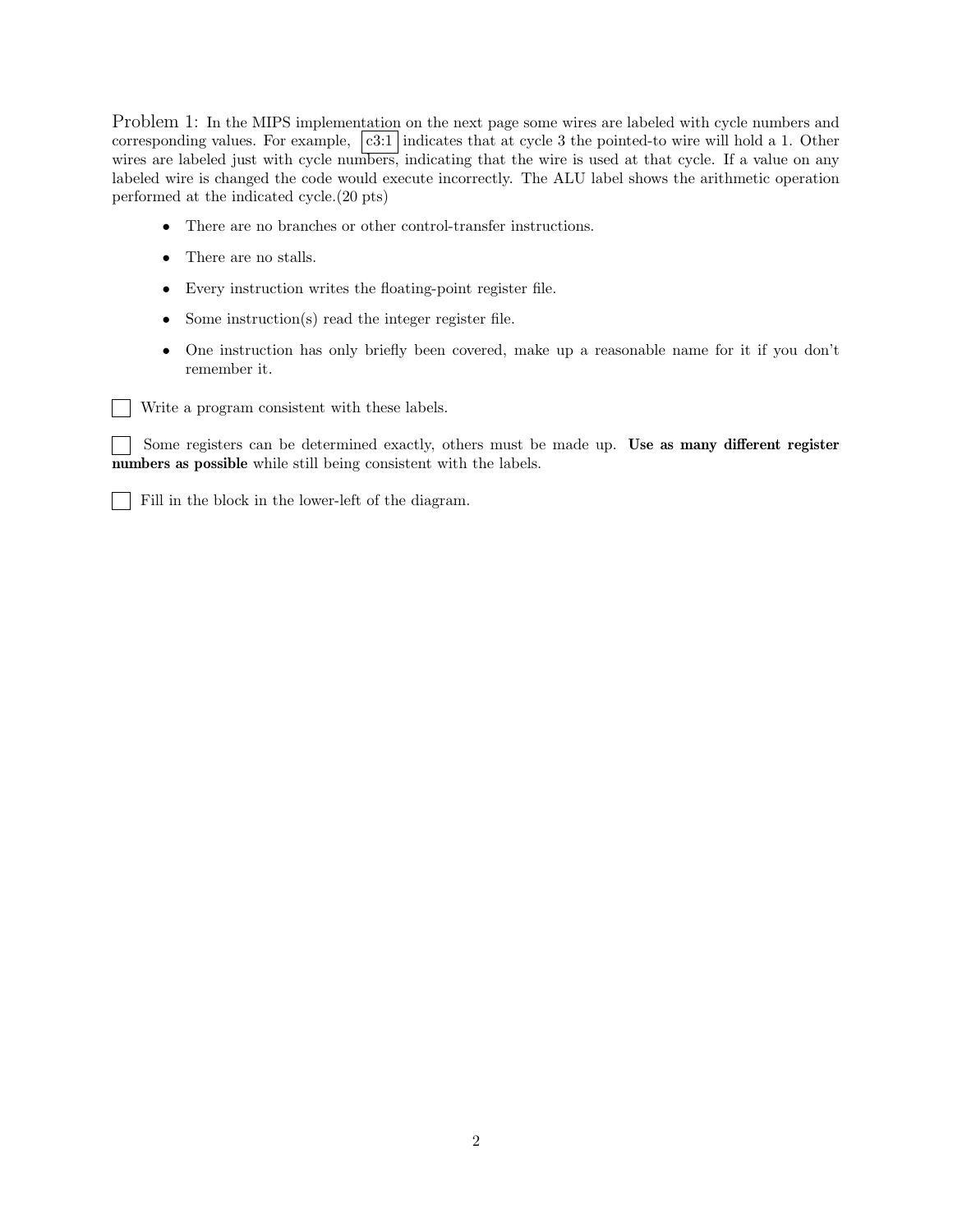Problem 1: In the MIPS implementation on the next page some wires are labeled with cycle numbers and corresponding values. For example, c3:1 indicates that at cycle 3 the pointed-to wire will hold a 1. Other wires are labeled just with cycle numbers, indicating that the wire is used at that cycle. If a value on any labeled wire is changed the code would execute incorrectly. The ALU label shows the arithmetic operation performed at the indicated cycle.(20 pts)

- There are no branches or other control-transfer instructions.
- There are no stalls.
- Every instruction writes the floating-point register file.
- Some instruction(s) read the integer register file.
- One instruction has only briefly been covered, make up a reasonable name for it if you don't remember it.

☐ Write a program consistent with these labels.

☐ Some registers can be determined exactly, others must be made up. **Use as many different register numbers as possible** while still being consistent with the labels.

☐ Fill in the block in the lower-left of the diagram.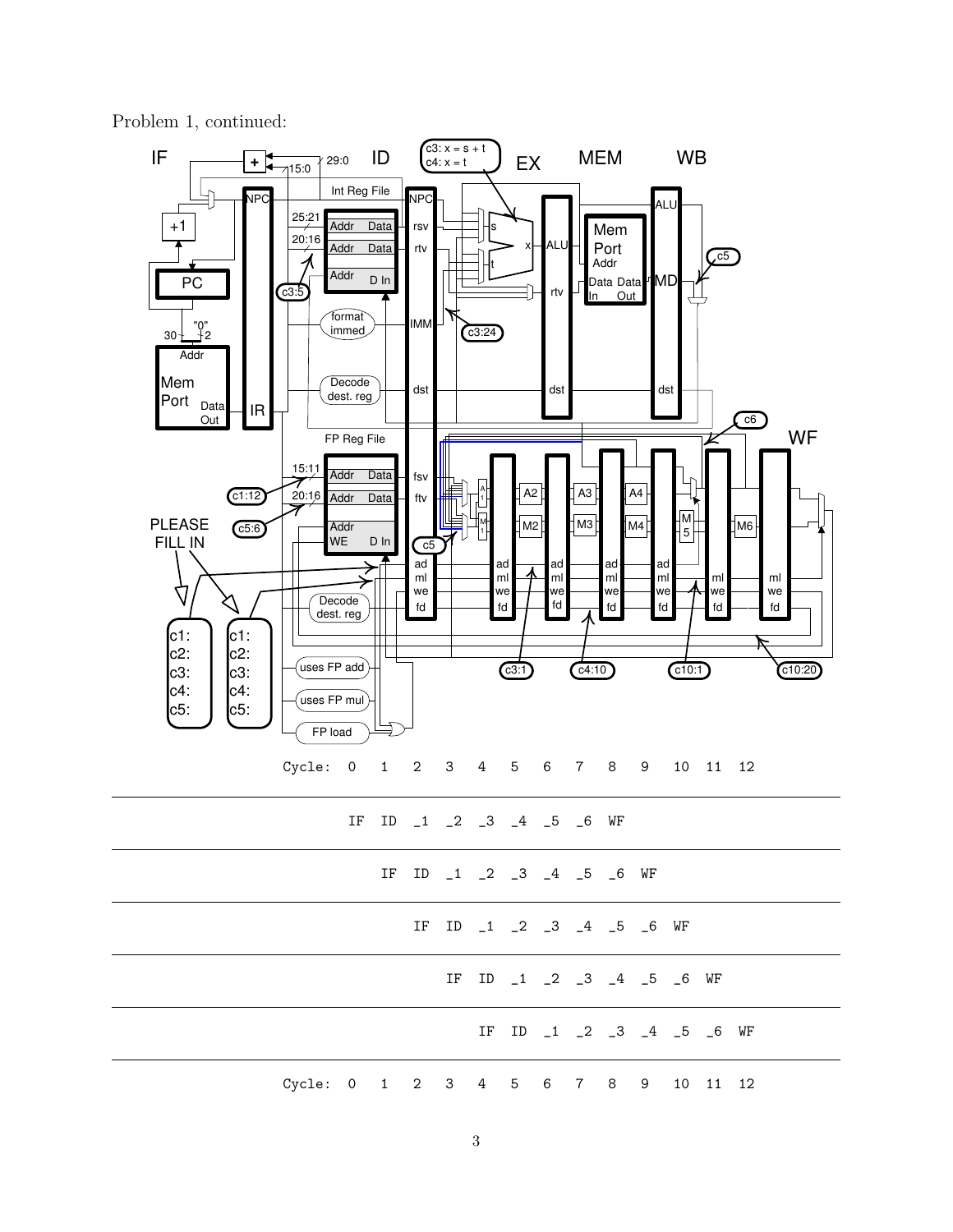Problem 1, continued:

PLEASE FILL IN

c1:
c2:
c3:
c4:
c5:

c1:
c2:
c3:
c4:
c5:

```
Cycle:  0   1   2   3   4   5   6   7   8   9   10  11  12

        IF  ID  _1  _2  _3  _4  _5  _6  WF

            IF  ID  _1  _2  _3  _4  _5  _6  WF

                IF  ID  _1  _2  _3  _4  _5  _6  WF

                    IF  ID  _1  _2  _3  _4  _5  _6  WF

                        IF  ID  _1  _2  _3  _4  _5  _6  WF

Cycle:  0   1   2   3   4   5   6   7   8   9   10  11  12
```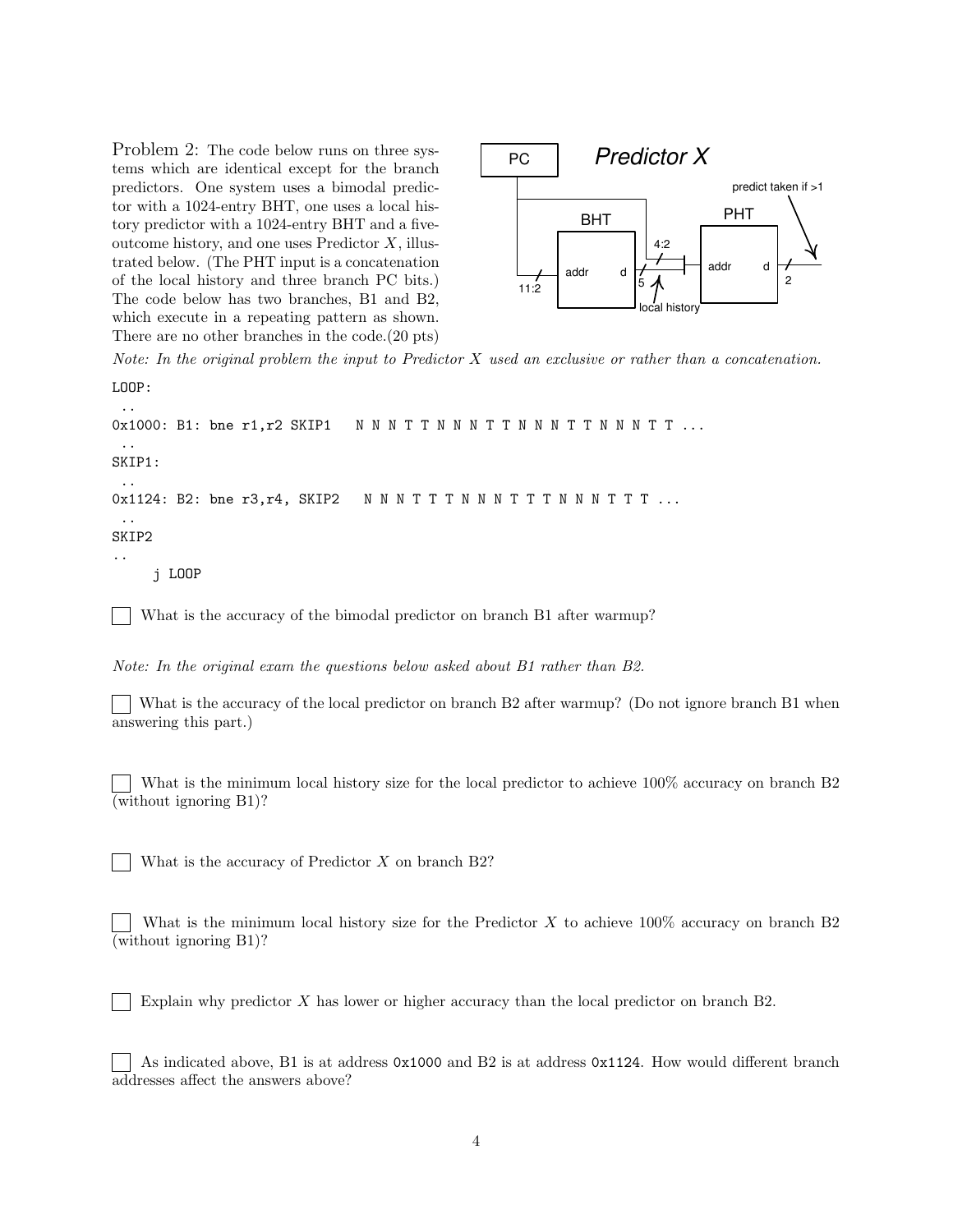Problem 2: The code below runs on three systems which are identical except for the branch predictors. One system uses a bimodal predictor with a 1024-entry BHT, one uses a local history predictor with a 1024-entry BHT and a five-outcome history, and one uses Predictor $X$, illustrated below. (The PHT input is a concatenation of the local history and three branch PC bits.) The code below has two branches, B1 and B2, which execute in a repeating pattern as shown. There are no other branches in the code.(20 pts)

*Note: In the original problem the input to Predictor X used an exclusive or rather than a concatenation.*

```
LOOP:
 ..
0x1000: B1: bne r1,r2 SKIP1   N N N T T N N N T T N N N T T N N N T T ...
 ..
SKIP1:
 ..
0x1124: B2: bne r3,r4, SKIP2   N N N T T T N N N T T T N N N T T T ...
 ..
SKIP2
..
     j LOOP
```

☐ What is the accuracy of the bimodal predictor on branch B1 after warmup?

*Note: In the original exam the questions below asked about B1 rather than B2.*

☐ What is the accuracy of the local predictor on branch B2 after warmup? (Do not ignore branch B1 when answering this part.)

☐ What is the minimum local history size for the local predictor to achieve 100% accuracy on branch B2 (without ignoring B1)?

☐ What is the accuracy of Predictor $X$ on branch B2?

☐ What is the minimum local history size for the Predictor $X$ to achieve 100% accuracy on branch B2 (without ignoring B1)?

☐ Explain why predictor $X$ has lower or higher accuracy than the local predictor on branch B2.

☐ As indicated above, B1 is at address `0x1000` and B2 is at address `0x1124`. How would different branch addresses affect the answers above?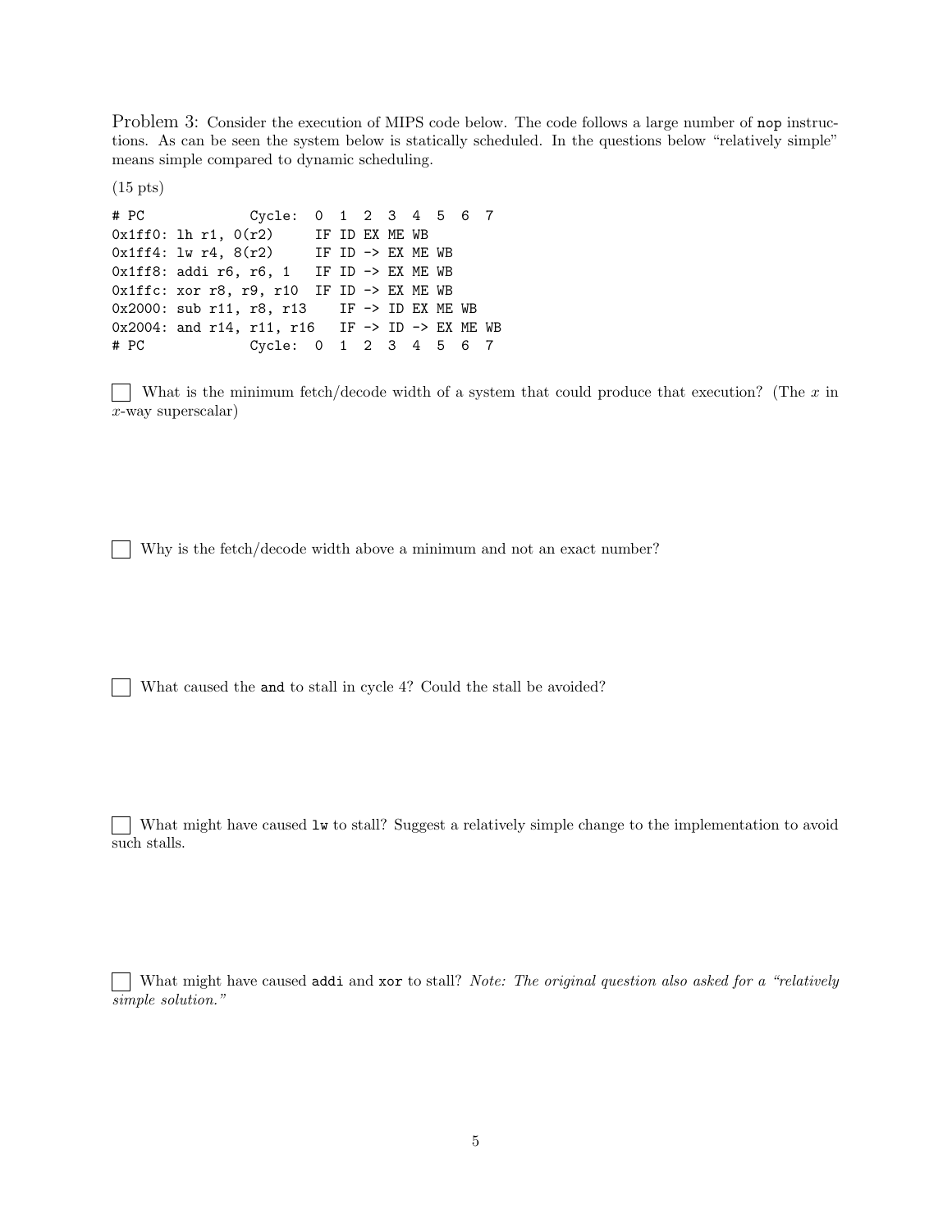Problem 3: Consider the execution of MIPS code below. The code follows a large number of `nop` instructions. As can be seen the system below is statically scheduled. In the questions below "relatively simple" means simple compared to dynamic scheduling.

(15 pts)

```
# PC            Cycle:  0  1  2  3  4  5  6  7
0x1ff0: lh r1, 0(r2)     IF ID EX ME WB
0x1ff4: lw r4, 8(r2)     IF ID -> EX ME WB
0x1ff8: addi r6, r6, 1   IF ID -> EX ME WB
0x1ffc: xor r8, r9, r10  IF ID -> EX ME WB
0x2000: sub r11, r8, r13    IF -> ID EX ME WB
0x2004: and r14, r11, r16   IF -> ID -> EX ME WB
# PC            Cycle:  0  1  2  3  4  5  6  7
```

☐ What is the minimum fetch/decode width of a system that could produce that execution? (The $x$ in $x$-way superscalar)

☐ Why is the fetch/decode width above a minimum and not an exact number?

☐ What caused the `and` to stall in cycle 4? Could the stall be avoided?

☐ What might have caused `lw` to stall? Suggest a relatively simple change to the implementation to avoid such stalls.

☐ What might have caused `addi` and `xor` to stall? *Note: The original question also asked for a "relatively simple solution."*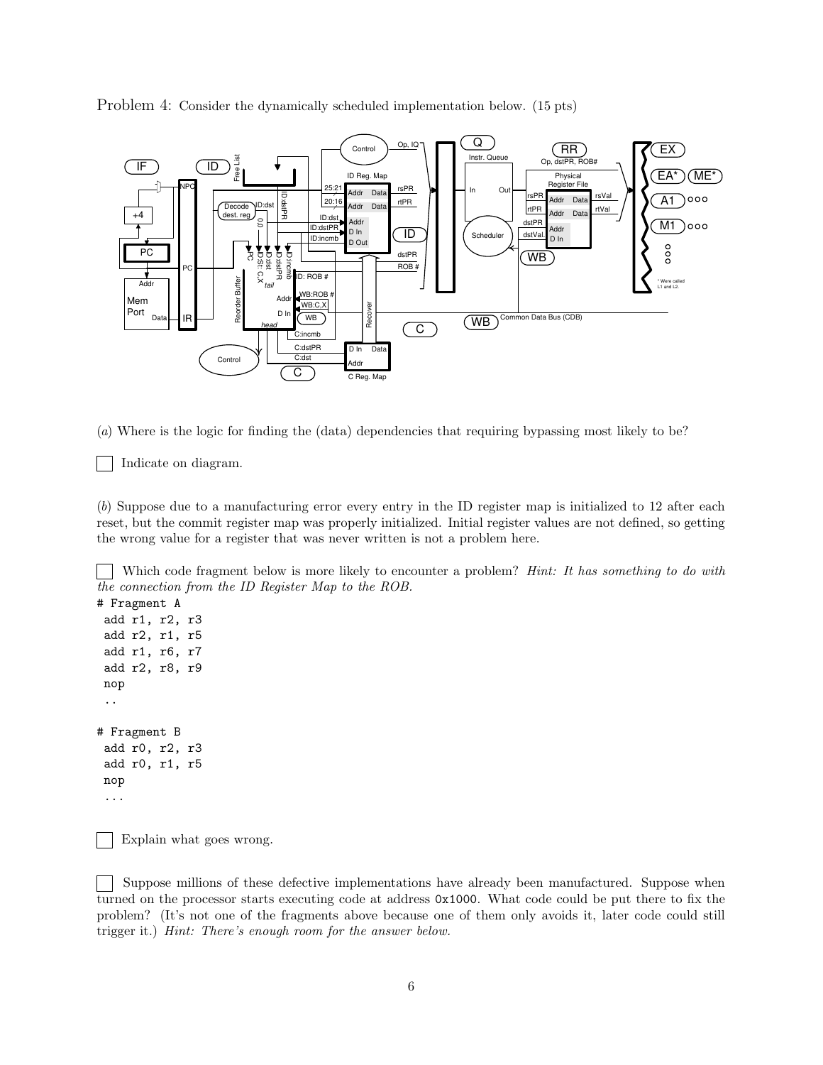Problem 4: Consider the dynamically scheduled implementation below. (15 pts)

(*a*) Where is the logic for finding the (data) dependencies that requiring bypassing most likely to be?

☐ Indicate on diagram.

(*b*) Suppose due to a manufacturing error every entry in the ID register map is initialized to 12 after each reset, but the commit register map was properly initialized. Initial register values are not defined, so getting the wrong value for a register that was never written is not a problem here.

☐ Which code fragment below is more likely to encounter a problem? *Hint: It has something to do with the connection from the ID Register Map to the ROB.*

```
# Fragment A
 add r1, r2, r3
 add r2, r1, r5
 add r1, r6, r7
 add r2, r8, r9
 nop
 ..

# Fragment B
 add r0, r2, r3
 add r0, r1, r5
 nop
 ...
```

☐ Explain what goes wrong.

☐ Suppose millions of these defective implementations have already been manufactured. Suppose when turned on the processor starts executing code at address `0x1000`. What code could be put there to fix the problem? (It's not one of the fragments above because one of them only avoids it, later code could still trigger it.) *Hint: There's enough room for the answer below.*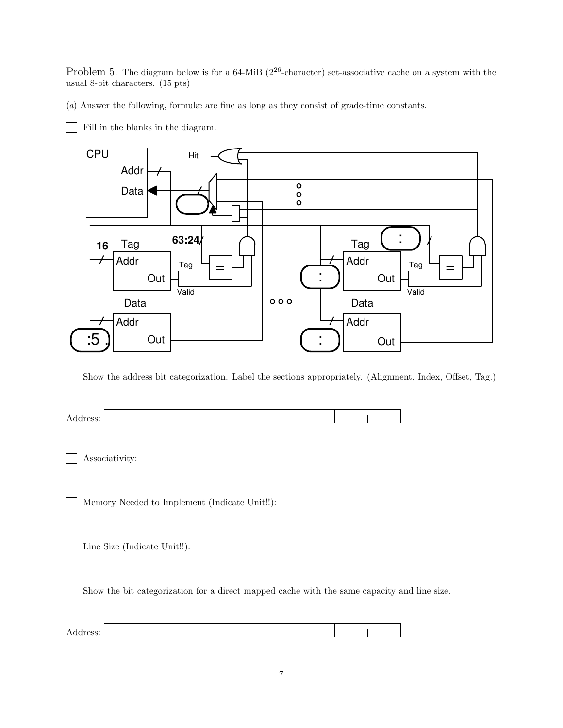Problem 5: The diagram below is for a 64-MiB ($2^{26}$-character) set-associative cache on a system with the usual 8-bit characters. (15 pts)

(*a*) Answer the following, formulæ are fine as long as they consist of grade-time constants.

☐ Fill in the blanks in the diagram.

CPU

Addr

Data

Hit

16 Tag

63:24

Addr

Out

Tag

=

Valid

Data

Addr

:5

Out

Tag

:

Addr

Out

Tag

=

Valid

:

Data

Addr

:

Out

☐ Show the address bit categorization. Label the sections appropriately. (Alignment, Index, Offset, Tag.)

Address:

| | | | |
|---|---|---|---|
| | | | |

☐ Associativity:

☐ Memory Needed to Implement (Indicate Unit!!):

☐ Line Size (Indicate Unit!!):

☐ Show the bit categorization for a direct mapped cache with the same capacity and line size.

Address:

| | | | |
|---|---|---|---|
| | | | |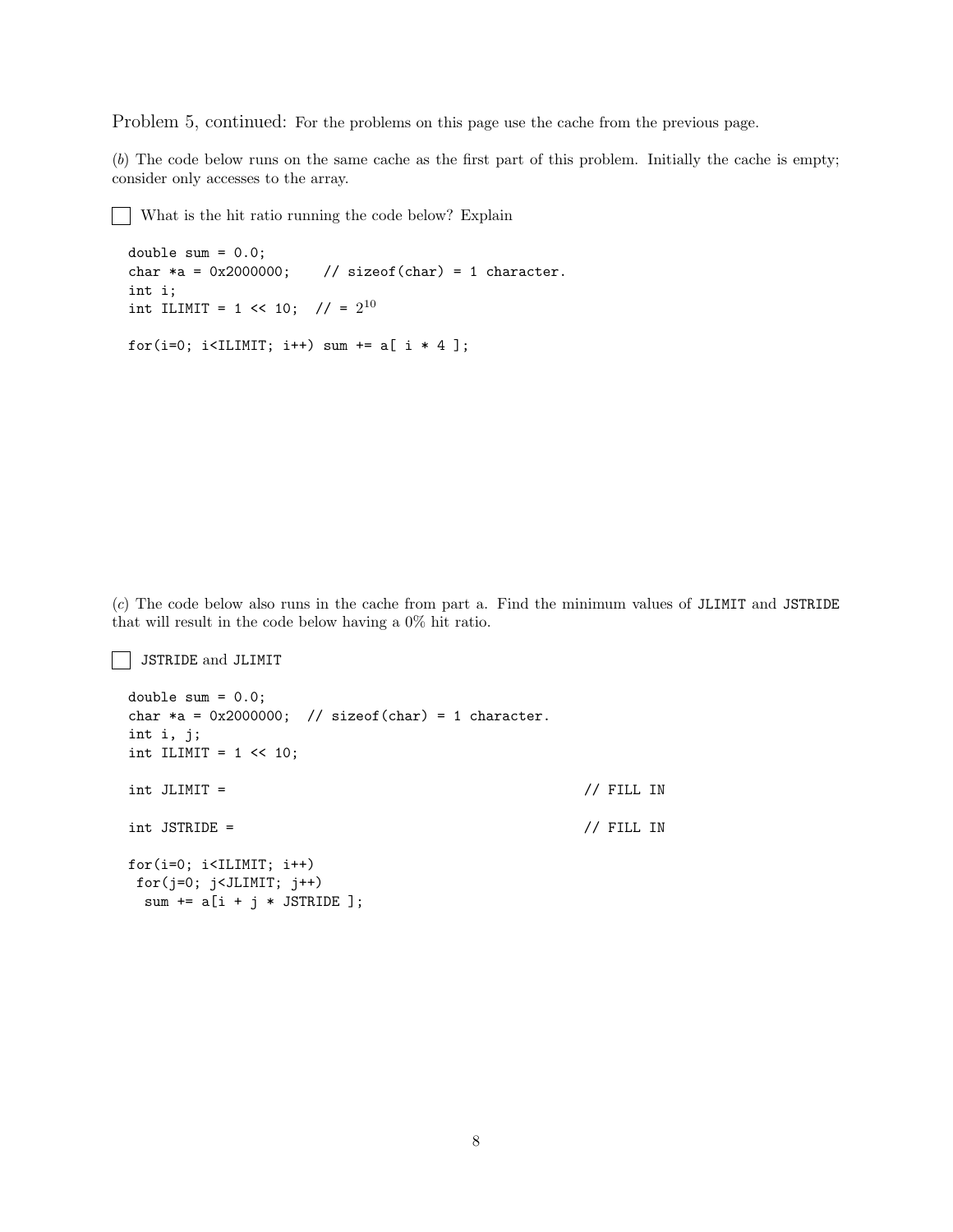Problem 5, continued: For the problems on this page use the cache from the previous page.

(*b*) The code below runs on the same cache as the first part of this problem. Initially the cache is empty; consider only accesses to the array.

☐ What is the hit ratio running the code below? Explain

```
double sum = 0.0;
char *a = 0x2000000;    // sizeof(char) = 1 character.
int i;
int ILIMIT = 1 << 10;  // = 2^10

for(i=0; i<ILIMIT; i++) sum += a[ i * 4 ];
```

(*c*) The code below also runs in the cache from part a. Find the minimum values of `JLIMIT` and `JSTRIDE` that will result in the code below having a 0% hit ratio.

☐ `JSTRIDE` and `JLIMIT`

```
double sum = 0.0;
char *a = 0x2000000;  // sizeof(char) = 1 character.
int i, j;
int ILIMIT = 1 << 10;

int JLIMIT =                                          // FILL IN

int JSTRIDE =                                         // FILL IN

for(i=0; i<ILIMIT; i++)
 for(j=0; j<JLIMIT; j++)
  sum += a[i + j * JSTRIDE ];
```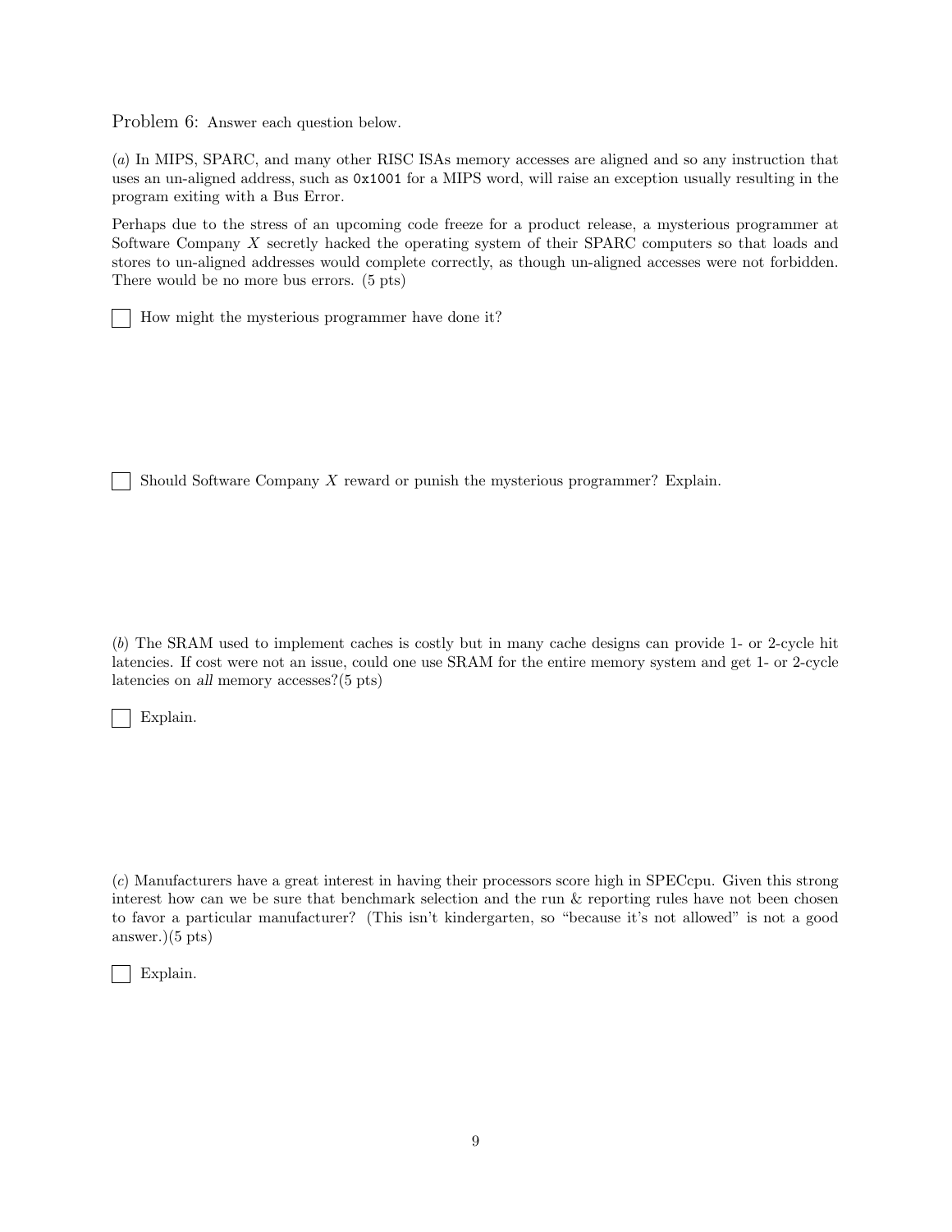Problem 6: Answer each question below.

(*a*) In MIPS, SPARC, and many other RISC ISAs memory accesses are aligned and so any instruction that uses an un-aligned address, such as `0x1001` for a MIPS word, will raise an exception usually resulting in the program exiting with a Bus Error.

Perhaps due to the stress of an upcoming code freeze for a product release, a mysterious programmer at Software Company *X* secretly hacked the operating system of their SPARC computers so that loads and stores to un-aligned addresses would complete correctly, as though un-aligned accesses were not forbidden. There would be no more bus errors. (5 pts)

☐ How might the mysterious programmer have done it?

☐ Should Software Company *X* reward or punish the mysterious programmer? Explain.

(*b*) The SRAM used to implement caches is costly but in many cache designs can provide 1- or 2-cycle hit latencies. If cost were not an issue, could one use SRAM for the entire memory system and get 1- or 2-cycle latencies on *all* memory accesses?(5 pts)

☐ Explain.

(*c*) Manufacturers have a great interest in having their processors score high in SPECcpu. Given this strong interest how can we be sure that benchmark selection and the run & reporting rules have not been chosen to favor a particular manufacturer? (This isn't kindergarten, so "because it's not allowed" is not a good answer.)(5 pts)

☐ Explain.